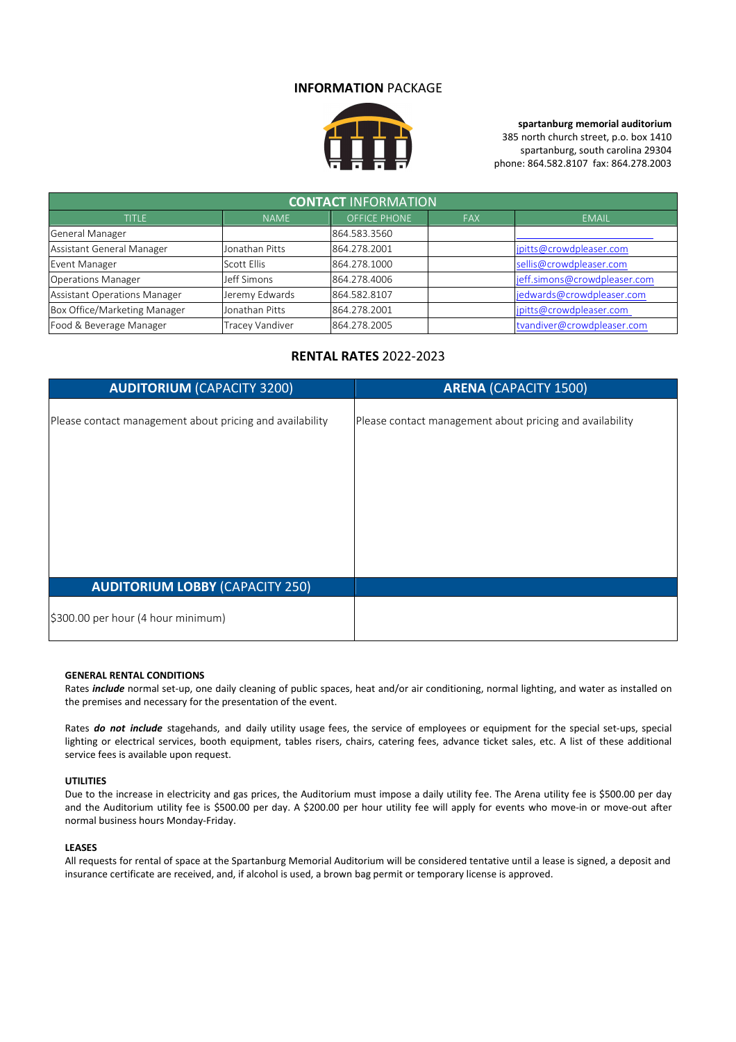# **INFORMATION** PACKAGE

**spartanburg memorial auditorium**
385 north church street, p.o. box 1410
spartanburg, south carolina 29304
phone: 864.582.8107 fax: 864.278.2003

| **CONTACT** INFORMATION | | | | |
|---|---|---|---|---|
| TITLE | NAME | OFFICE PHONE | FAX | EMAIL |
| General Manager | | 864.583.3560 | | |
| Assistant General Manager | Jonathan Pitts | 864.278.2001 | | jpitts@crowdpleaser.com |
| Event Manager | Scott Ellis | 864.278.1000 | | sellis@crowdpleaser.com |
| Operations Manager | Jeff Simons | 864.278.4006 | | jeff.simons@crowdpleaser.com |
| Assistant Operations Manager | Jeremy Edwards | 864.582.8107 | | jedwards@crowdpleaser.com |
| Box Office/Marketing Manager | Jonathan Pitts | 864.278.2001 | | jpitts@crowdpleaser.com |
| Food & Beverage Manager | Tracey Vandiver | 864.278.2005 | | tvandiver@crowdpleaser.com |

## **RENTAL RATES** 2022-2023

| **AUDITORIUM** (CAPACITY 3200) | **ARENA** (CAPACITY 1500) |
|---|---|
| Please contact management about pricing and availability | Please contact management about pricing and availability |
| **AUDITORIUM LOBBY** (CAPACITY 250) | |
| $300.00 per hour (4 hour minimum) | |

### GENERAL RENTAL CONDITIONS

Rates ***include*** normal set-up, one daily cleaning of public spaces, heat and/or air conditioning, normal lighting, and water as installed on the premises and necessary for the presentation of the event.

Rates ***do not include*** stagehands, and daily utility usage fees, the service of employees or equipment for the special set-ups, special lighting or electrical services, booth equipment, tables risers, chairs, catering fees, advance ticket sales, etc. A list of these additional service fees is available upon request.

### UTILITIES

Due to the increase in electricity and gas prices, the Auditorium must impose a daily utility fee. The Arena utility fee is $500.00 per day and the Auditorium utility fee is $500.00 per day. A $200.00 per hour utility fee will apply for events who move-in or move-out after normal business hours Monday-Friday.

### LEASES

All requests for rental of space at the Spartanburg Memorial Auditorium will be considered tentative until a lease is signed, a deposit and insurance certificate are received, and, if alcohol is used, a brown bag permit or temporary license is approved.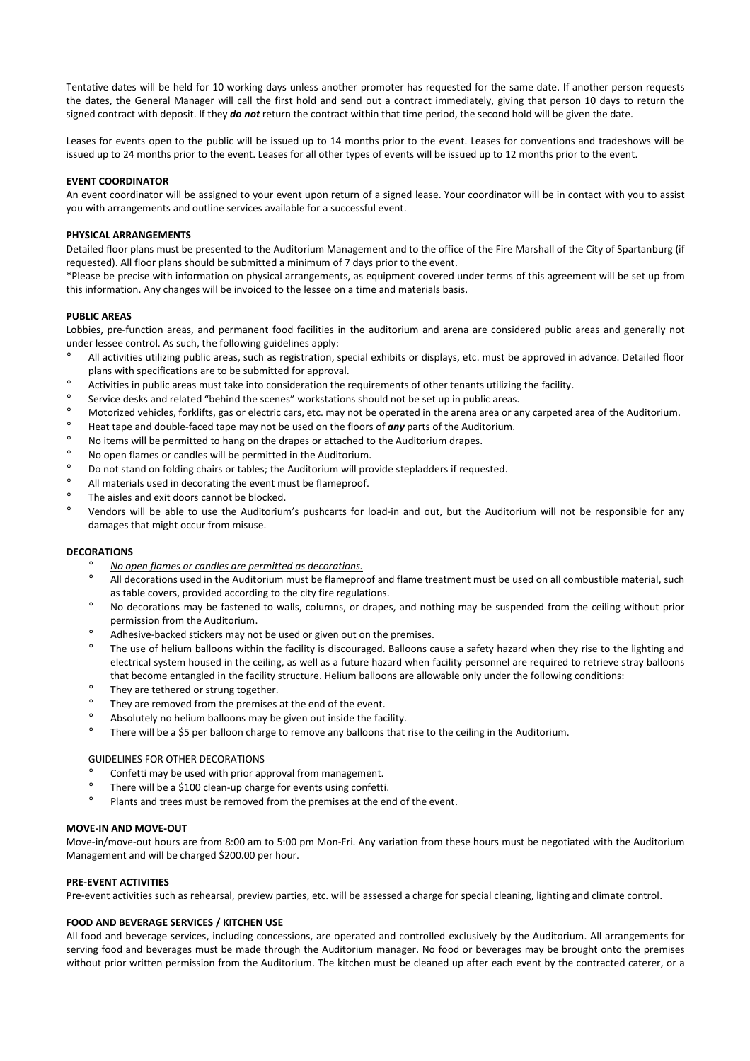Tentative dates will be held for 10 working days unless another promoter has requested for the same date. If another person requests the dates, the General Manager will call the first hold and send out a contract immediately, giving that person 10 days to return the signed contract with deposit. If they ***do not*** return the contract within that time period, the second hold will be given the date.

Leases for events open to the public will be issued up to 14 months prior to the event. Leases for conventions and tradeshows will be issued up to 24 months prior to the event. Leases for all other types of events will be issued up to 12 months prior to the event.

**EVENT COORDINATOR**

An event coordinator will be assigned to your event upon return of a signed lease. Your coordinator will be in contact with you to assist you with arrangements and outline services available for a successful event.

**PHYSICAL ARRANGEMENTS**

Detailed floor plans must be presented to the Auditorium Management and to the office of the Fire Marshall of the City of Spartanburg (if requested). All floor plans should be submitted a minimum of 7 days prior to the event.

*Please be precise with information on physical arrangements, as equipment covered under terms of this agreement will be set up from this information. Any changes will be invoiced to the lessee on a time and materials basis.

**PUBLIC AREAS**

Lobbies, pre-function areas, and permanent food facilities in the auditorium and arena are considered public areas and generally not under lessee control. As such, the following guidelines apply:

- All activities utilizing public areas, such as registration, special exhibits or displays, etc. must be approved in advance. Detailed floor plans with specifications are to be submitted for approval.
- Activities in public areas must take into consideration the requirements of other tenants utilizing the facility.
- Service desks and related "behind the scenes" workstations should not be set up in public areas.
- Motorized vehicles, forklifts, gas or electric cars, etc. may not be operated in the arena area or any carpeted area of the Auditorium.
- Heat tape and double-faced tape may not be used on the floors of ***any*** parts of the Auditorium.
- No items will be permitted to hang on the drapes or attached to the Auditorium drapes.
- No open flames or candles will be permitted in the Auditorium.
- Do not stand on folding chairs or tables; the Auditorium will provide stepladders if requested.
- All materials used in decorating the event must be flameproof.
- The aisles and exit doors cannot be blocked.
- Vendors will be able to use the Auditorium's pushcarts for load-in and out, but the Auditorium will not be responsible for any damages that might occur from misuse.

**DECORATIONS**

- <u>*No open flames or candles are permitted as decorations.*</u>
- All decorations used in the Auditorium must be flameproof and flame treatment must be used on all combustible material, such as table covers, provided according to the city fire regulations.
- No decorations may be fastened to walls, columns, or drapes, and nothing may be suspended from the ceiling without prior permission from the Auditorium.
- Adhesive-backed stickers may not be used or given out on the premises.
- The use of helium balloons within the facility is discouraged. Balloons cause a safety hazard when they rise to the lighting and electrical system housed in the ceiling, as well as a future hazard when facility personnel are required to retrieve stray balloons that become entangled in the facility structure. Helium balloons are allowable only under the following conditions:
- They are tethered or strung together.
- They are removed from the premises at the end of the event.
- Absolutely no helium balloons may be given out inside the facility.
- There will be a $5 per balloon charge to remove any balloons that rise to the ceiling in the Auditorium.

GUIDELINES FOR OTHER DECORATIONS

- Confetti may be used with prior approval from management.
- There will be a $100 clean-up charge for events using confetti.
- Plants and trees must be removed from the premises at the end of the event.

**MOVE-IN AND MOVE-OUT**

Move-in/move-out hours are from 8:00 am to 5:00 pm Mon-Fri. Any variation from these hours must be negotiated with the Auditorium Management and will be charged $200.00 per hour.

**PRE-EVENT ACTIVITIES**

Pre-event activities such as rehearsal, preview parties, etc. will be assessed a charge for special cleaning, lighting and climate control.

**FOOD AND BEVERAGE SERVICES / KITCHEN USE**

All food and beverage services, including concessions, are operated and controlled exclusively by the Auditorium. All arrangements for serving food and beverages must be made through the Auditorium manager. No food or beverages may be brought onto the premises without prior written permission from the Auditorium. The kitchen must be cleaned up after each event by the contracted caterer, or a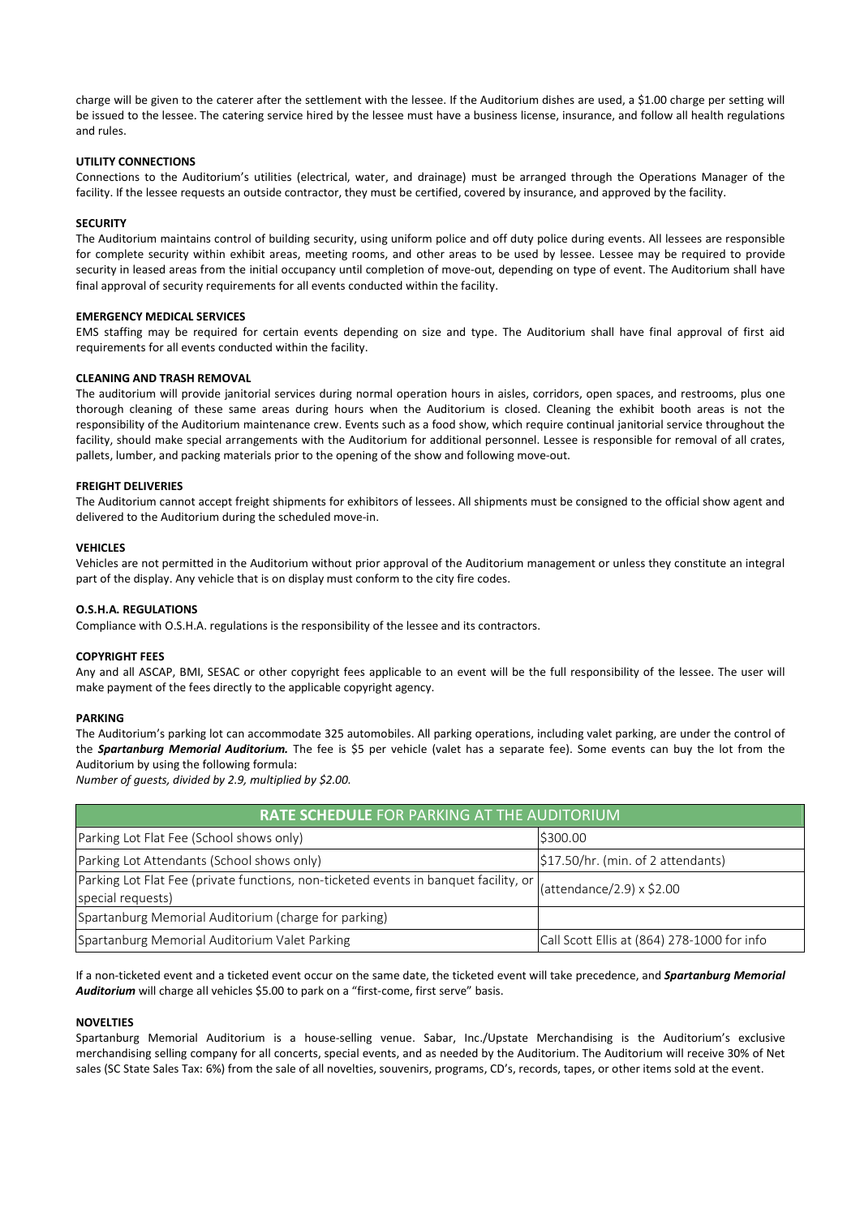charge will be given to the caterer after the settlement with the lessee. If the Auditorium dishes are used, a $1.00 charge per setting will be issued to the lessee. The catering service hired by the lessee must have a business license, insurance, and follow all health regulations and rules.

**UTILITY CONNECTIONS**

Connections to the Auditorium's utilities (electrical, water, and drainage) must be arranged through the Operations Manager of the facility. If the lessee requests an outside contractor, they must be certified, covered by insurance, and approved by the facility.

**SECURITY**

The Auditorium maintains control of building security, using uniform police and off duty police during events. All lessees are responsible for complete security within exhibit areas, meeting rooms, and other areas to be used by lessee. Lessee may be required to provide security in leased areas from the initial occupancy until completion of move-out, depending on type of event. The Auditorium shall have final approval of security requirements for all events conducted within the facility.

**EMERGENCY MEDICAL SERVICES**

EMS staffing may be required for certain events depending on size and type. The Auditorium shall have final approval of first aid requirements for all events conducted within the facility.

**CLEANING AND TRASH REMOVAL**

The auditorium will provide janitorial services during normal operation hours in aisles, corridors, open spaces, and restrooms, plus one thorough cleaning of these same areas during hours when the Auditorium is closed. Cleaning the exhibit booth areas is not the responsibility of the Auditorium maintenance crew. Events such as a food show, which require continual janitorial service throughout the facility, should make special arrangements with the Auditorium for additional personnel. Lessee is responsible for removal of all crates, pallets, lumber, and packing materials prior to the opening of the show and following move-out.

**FREIGHT DELIVERIES**

The Auditorium cannot accept freight shipments for exhibitors of lessees. All shipments must be consigned to the official show agent and delivered to the Auditorium during the scheduled move-in.

**VEHICLES**

Vehicles are not permitted in the Auditorium without prior approval of the Auditorium management or unless they constitute an integral part of the display. Any vehicle that is on display must conform to the city fire codes.

**O.S.H.A. REGULATIONS**

Compliance with O.S.H.A. regulations is the responsibility of the lessee and its contractors.

**COPYRIGHT FEES**

Any and all ASCAP, BMI, SESAC or other copyright fees applicable to an event will be the full responsibility of the lessee. The user will make payment of the fees directly to the applicable copyright agency.

**PARKING**

The Auditorium's parking lot can accommodate 325 automobiles. All parking operations, including valet parking, are under the control of the ***Spartanburg Memorial Auditorium.*** The fee is $5 per vehicle (valet has a separate fee). Some events can buy the lot from the Auditorium by using the following formula:

*Number of guests, divided by 2.9, multiplied by $2.00.*

| **RATE SCHEDULE** FOR PARKING AT THE AUDITORIUM | |
|---|---|
| Parking Lot Flat Fee (School shows only) | $300.00 |
| Parking Lot Attendants (School shows only) | $17.50/hr. (min. of 2 attendants) |
| Parking Lot Flat Fee (private functions, non-ticketed events in banquet facility, or special requests) | (attendance/2.9) x $2.00 |
| Spartanburg Memorial Auditorium (charge for parking) | |
| Spartanburg Memorial Auditorium Valet Parking | Call Scott Ellis at (864) 278-1000 for info |

If a non-ticketed event and a ticketed event occur on the same date, the ticketed event will take precedence, and ***Spartanburg Memorial Auditorium*** will charge all vehicles $5.00 to park on a "first-come, first serve" basis.

**NOVELTIES**

Spartanburg Memorial Auditorium is a house-selling venue. Sabar, Inc./Upstate Merchandising is the Auditorium's exclusive merchandising selling company for all concerts, special events, and as needed by the Auditorium. The Auditorium will receive 30% of Net sales (SC State Sales Tax: 6%) from the sale of all novelties, souvenirs, programs, CD's, records, tapes, or other items sold at the event.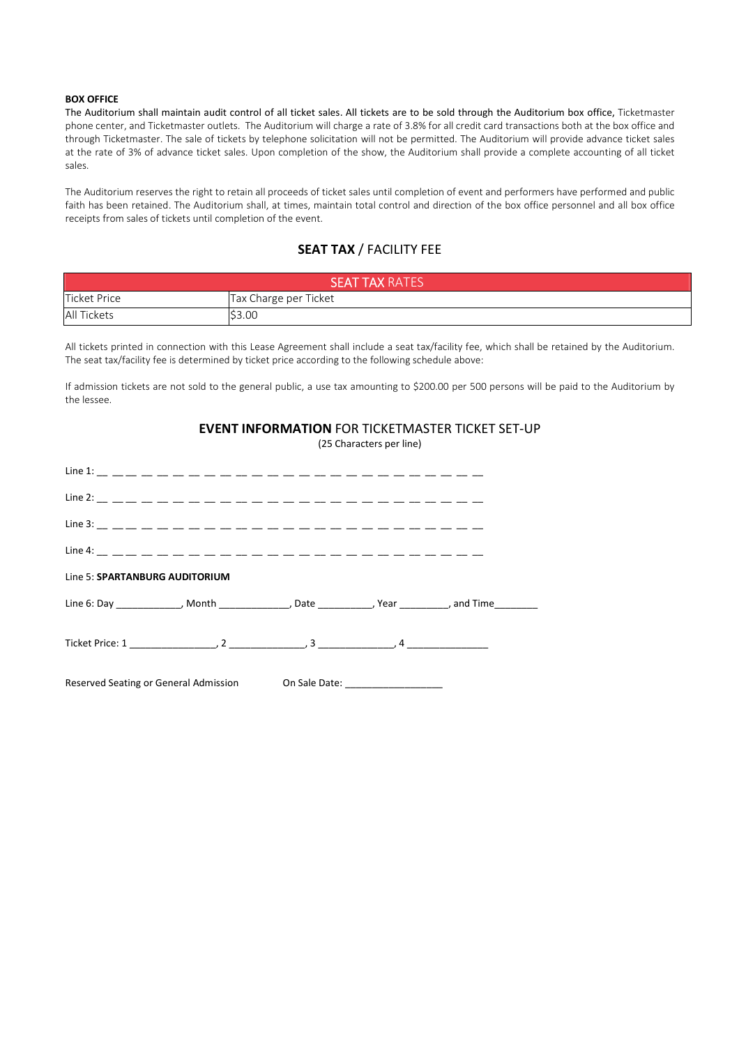**BOX OFFICE**

The Auditorium shall maintain audit control of all ticket sales. All tickets are to be sold through the Auditorium box office, Ticketmaster phone center, and Ticketmaster outlets. The Auditorium will charge a rate of 3.8% for all credit card transactions both at the box office and through Ticketmaster. The sale of tickets by telephone solicitation will not be permitted. The Auditorium will provide advance ticket sales at the rate of 3% of advance ticket sales. Upon completion of the show, the Auditorium shall provide a complete accounting of all ticket sales.

The Auditorium reserves the right to retain all proceeds of ticket sales until completion of event and performers have performed and public faith has been retained. The Auditorium shall, at times, maintain total control and direction of the box office personnel and all box office receipts from sales of tickets until completion of the event.

## **SEAT TAX** / FACILITY FEE

| **SEAT TAX** RATES | |
|---|---|
| Ticket Price | Tax Charge per Ticket |
| All Tickets | $3.00 |

All tickets printed in connection with this Lease Agreement shall include a seat tax/facility fee, which shall be retained by the Auditorium. The seat tax/facility fee is determined by ticket price according to the following schedule above:

If admission tickets are not sold to the general public, a use tax amounting to $200.00 per 500 persons will be paid to the Auditorium by the lessee.

## **EVENT INFORMATION** FOR TICKETMASTER TICKET SET-UP

(25 Characters per line)

Line 1: __ __ __ __ __ __ __ __ __ __ __ __ __ __ __ __ __ __ __ __ __ __ __ __ __

Line 2: __ __ __ __ __ __ __ __ __ __ __ __ __ __ __ __ __ __ __ __ __ __ __ __ __

Line 3: __ __ __ __ __ __ __ __ __ __ __ __ __ __ __ __ __ __ __ __ __ __ __ __ __

Line 4: __ __ __ __ __ __ __ __ __ __ __ __ __ __ __ __ __ __ __ __ __ __ __ __ __

Line 5: **SPARTANBURG AUDITORIUM**

Line 6: Day ____________, Month _____________, Date __________, Year _________, and Time________

Ticket Price: 1 ________________, 2 ______________, 3 ______________, 4 _______________

Reserved Seating or General Admission On Sale Date: __________________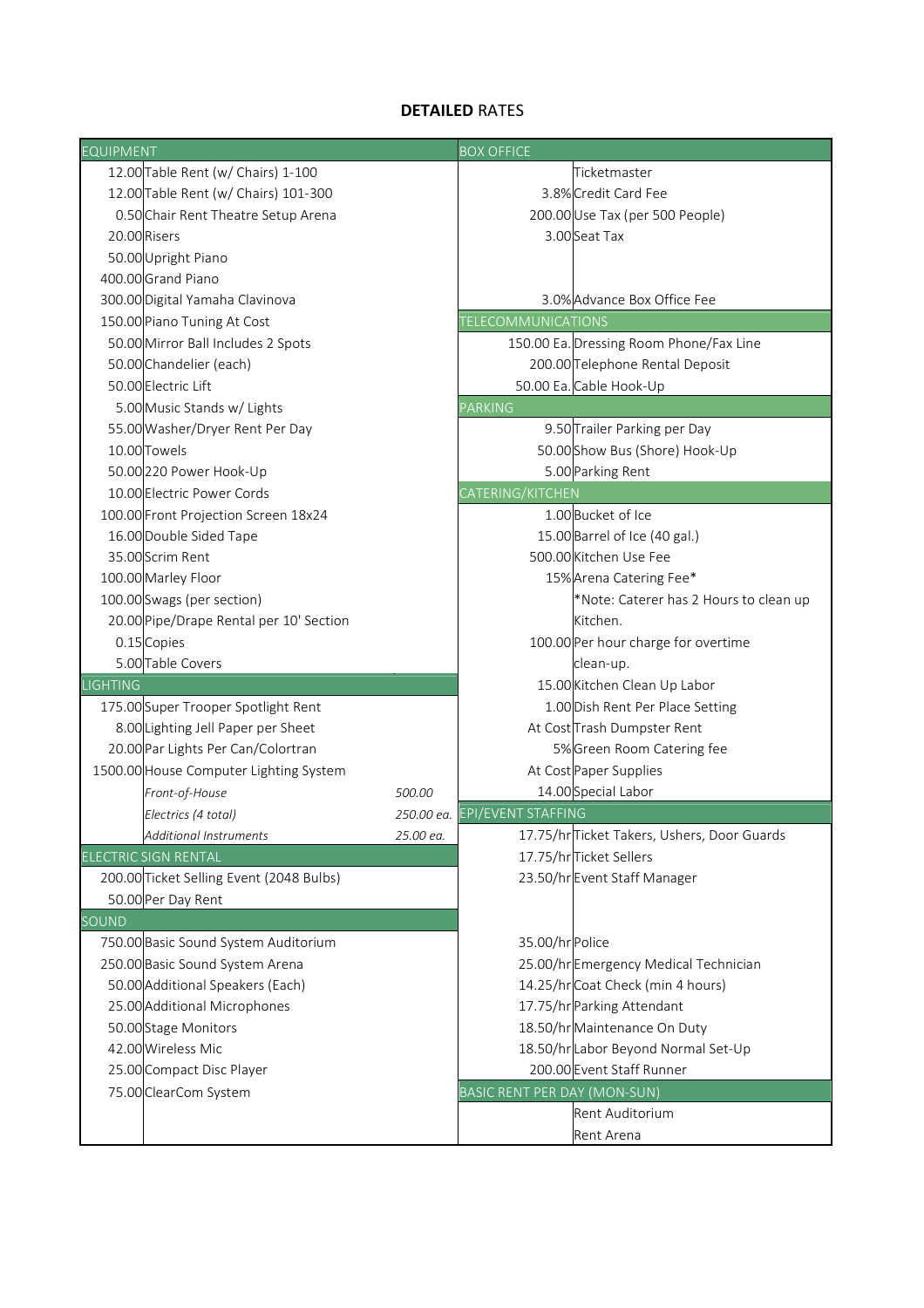## **DETAILED** RATES

| EQUIPMENT | | |
|---|---|---|
| 12.00 | Table Rent (w/ Chairs) 1-100 | |
| 12.00 | Table Rent (w/ Chairs) 101-300 | |
| 0.50 | Chair Rent Theatre Setup Arena | |
| 20.00 | Risers | |
| 50.00 | Upright Piano | |
| 400.00 | Grand Piano | |
| 300.00 | Digital Yamaha Clavinova | |
| 150.00 | Piano Tuning At Cost | |
| 50.00 | Mirror Ball Includes 2 Spots | |
| 50.00 | Chandelier (each) | |
| 50.00 | Electric Lift | |
| 5.00 | Music Stands w/ Lights | |
| 55.00 | Washer/Dryer Rent Per Day | |
| 10.00 | Towels | |
| 50.00 | 220 Power Hook-Up | |
| 10.00 | Electric Power Cords | |
| 100.00 | Front Projection Screen 18x24 | |
| 16.00 | Double Sided Tape | |
| 35.00 | Scrim Rent | |
| 100.00 | Marley Floor | |
| 100.00 | Swags (per section) | |
| 20.00 | Pipe/Drape Rental per 10' Section | |
| 0.15 | Copies | |
| 5.00 | Table Covers | |
| **LIGHTING** | | |
| 175.00 | Super Trooper Spotlight Rent | |
| 8.00 | Lighting Jell Paper per Sheet | |
| 20.00 | Par Lights Per Can/Colortran | |
| 1500.00 | House Computer Lighting System | |
| | *Front-of-House* | *500.00* |
| | *Electrics (4 total)* | *250.00 ea.* |
| | *Additional Instruments* | *25.00 ea.* |
| **ELECTRIC SIGN RENTAL** | | |
| 200.00 | Ticket Selling Event (2048 Bulbs) | |
| 50.00 | Per Day Rent | |
| **SOUND** | | |
| 750.00 | Basic Sound System Auditorium | |
| 250.00 | Basic Sound System Arena | |
| 50.00 | Additional Speakers (Each) | |
| 25.00 | Additional Microphones | |
| 50.00 | Stage Monitors | |
| 42.00 | Wireless Mic | |
| 25.00 | Compact Disc Player | |
| 75.00 | ClearCom System | |

| BOX OFFICE | |
|---|---|
| | Ticketmaster |
| 3.8% | Credit Card Fee |
| 200.00 | Use Tax (per 500 People) |
| 3.00 | Seat Tax |
| 3.0% | Advance Box Office Fee |
| **TELECOMMUNICATIONS** | |
| 150.00 Ea. | Dressing Room Phone/Fax Line |
| 200.00 | Telephone Rental Deposit |
| 50.00 Ea. | Cable Hook-Up |
| **PARKING** | |
| 9.50 | Trailer Parking per Day |
| 50.00 | Show Bus (Shore) Hook-Up |
| 5.00 | Parking Rent |
| **CATERING/KITCHEN** | |
| 1.00 | Bucket of Ice |
| 15.00 | Barrel of Ice (40 gal.) |
| 500.00 | Kitchen Use Fee |
| 15% | Arena Catering Fee* |
| | *Note: Caterer has 2 Hours to clean up Kitchen. |
| 100.00 | Per hour charge for overtime clean-up. |
| 15.00 | Kitchen Clean Up Labor |
| 1.00 | Dish Rent Per Place Setting |
| At Cost | Trash Dumpster Rent |
| 5% | Green Room Catering fee |
| At Cost | Paper Supplies |
| 14.00 | Special Labor |
| **EPI/EVENT STAFFING** | |
| 17.75/hr | Ticket Takers, Ushers, Door Guards |
| 17.75/hr | Ticket Sellers |
| 23.50/hr | Event Staff Manager |
| 35.00/hr | Police |
| 25.00/hr | Emergency Medical Technician |
| 14.25/hr | Coat Check (min 4 hours) |
| 17.75/hr | Parking Attendant |
| 18.50/hr | Maintenance On Duty |
| 18.50/hr | Labor Beyond Normal Set-Up |
| 200.00 | Event Staff Runner |
| **BASIC RENT PER DAY (MON-SUN)** | |
| | Rent Auditorium |
| | Rent Arena |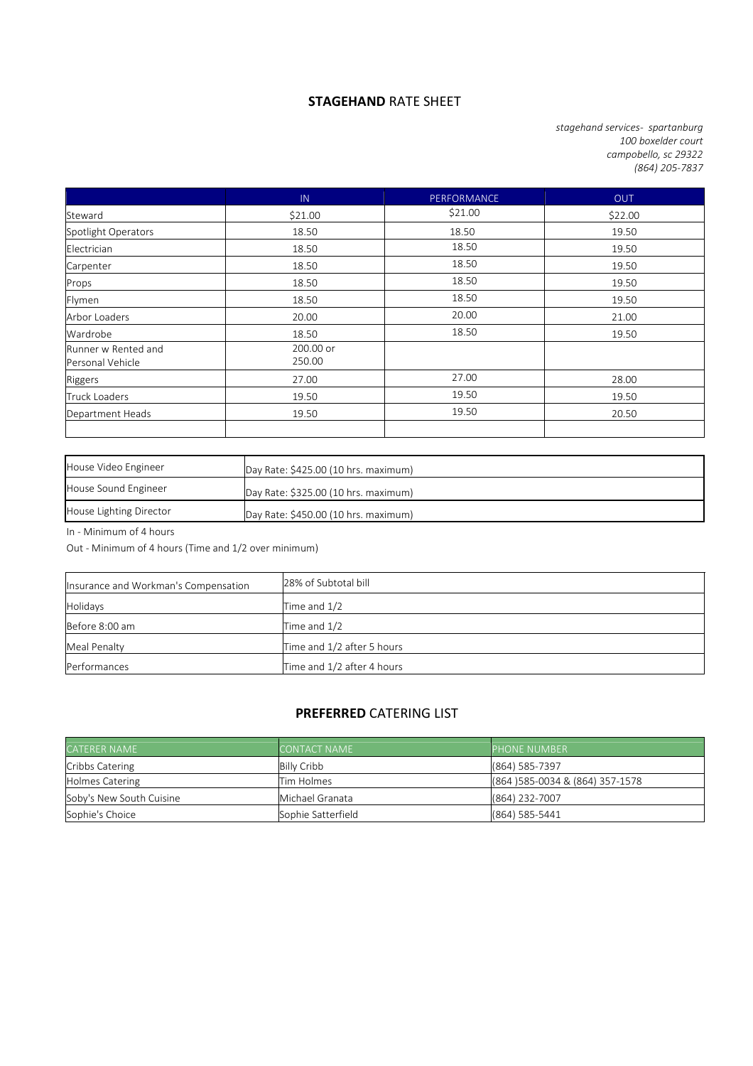## **STAGEHAND** RATE SHEET

*stagehand services- spartanburg*
*100 boxelder court*
*campobello, sc 29322*
*(864) 205-7837*

| | IN | PERFORMANCE | OUT |
|---|---|---|---|
| Steward | $21.00 | $21.00 | $22.00 |
| Spotlight Operators | 18.50 | 18.50 | 19.50 |
| Electrician | 18.50 | 18.50 | 19.50 |
| Carpenter | 18.50 | 18.50 | 19.50 |
| Props | 18.50 | 18.50 | 19.50 |
| Flymen | 18.50 | 18.50 | 19.50 |
| Arbor Loaders | 20.00 | 20.00 | 21.00 |
| Wardrobe | 18.50 | 18.50 | 19.50 |
| Runner w Rented and Personal Vehicle | 200.00 or 250.00 | | |
| Riggers | 27.00 | 27.00 | 28.00 |
| Truck Loaders | 19.50 | 19.50 | 19.50 |
| Department Heads | 19.50 | 19.50 | 20.50 |
| | | | |

| | |
|---|---|
| House Video Engineer | Day Rate: $425.00 (10 hrs. maximum) |
| House Sound Engineer | Day Rate: $325.00 (10 hrs. maximum) |
| House Lighting Director | Day Rate: $450.00 (10 hrs. maximum) |

In - Minimum of 4 hours

Out - Minimum of 4 hours (Time and 1/2 over minimum)

| | |
|---|---|
| Insurance and Workman's Compensation | 28% of Subtotal bill |
| Holidays | Time and 1/2 |
| Before 8:00 am | Time and 1/2 |
| Meal Penalty | Time and 1/2 after 5 hours |
| Performances | Time and 1/2 after 4 hours |

## **PREFERRED** CATERING LIST

| CATERER NAME | CONTACT NAME | PHONE NUMBER |
|---|---|---|
| Cribbs Catering | Billy Cribb | (864) 585-7397 |
| Holmes Catering | Tim Holmes | (864 )585-0034 & (864) 357-1578 |
| Soby's New South Cuisine | Michael Granata | (864) 232-7007 |
| Sophie's Choice | Sophie Satterfield | (864) 585-5441 |